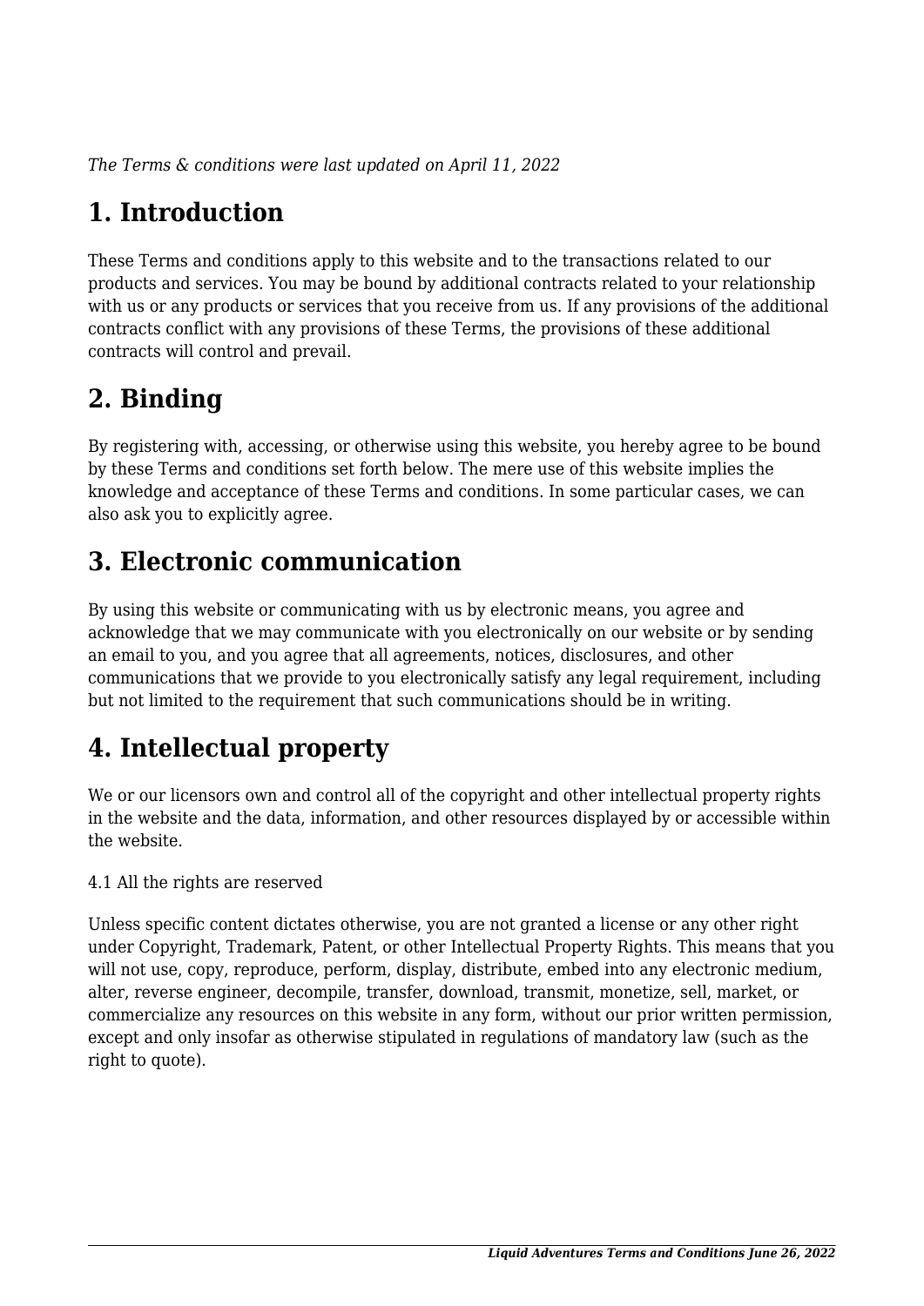*The Terms & conditions were last updated on April 11, 2022*

# 1. Introduction

These Terms and conditions apply to this website and to the transactions related to our products and services. You may be bound by additional contracts related to your relationship with us or any products or services that you receive from us. If any provisions of the additional contracts conflict with any provisions of these Terms, the provisions of these additional contracts will control and prevail.

# 2. Binding

By registering with, accessing, or otherwise using this website, you hereby agree to be bound by these Terms and conditions set forth below. The mere use of this website implies the knowledge and acceptance of these Terms and conditions. In some particular cases, we can also ask you to explicitly agree.

# 3. Electronic communication

By using this website or communicating with us by electronic means, you agree and acknowledge that we may communicate with you electronically on our website or by sending an email to you, and you agree that all agreements, notices, disclosures, and other communications that we provide to you electronically satisfy any legal requirement, including but not limited to the requirement that such communications should be in writing.

# 4. Intellectual property

We or our licensors own and control all of the copyright and other intellectual property rights in the website and the data, information, and other resources displayed by or accessible within the website.

4.1 All the rights are reserved

Unless specific content dictates otherwise, you are not granted a license or any other right under Copyright, Trademark, Patent, or other Intellectual Property Rights. This means that you will not use, copy, reproduce, perform, display, distribute, embed into any electronic medium, alter, reverse engineer, decompile, transfer, download, transmit, monetize, sell, market, or commercialize any resources on this website in any form, without our prior written permission, except and only insofar as otherwise stipulated in regulations of mandatory law (such as the right to quote).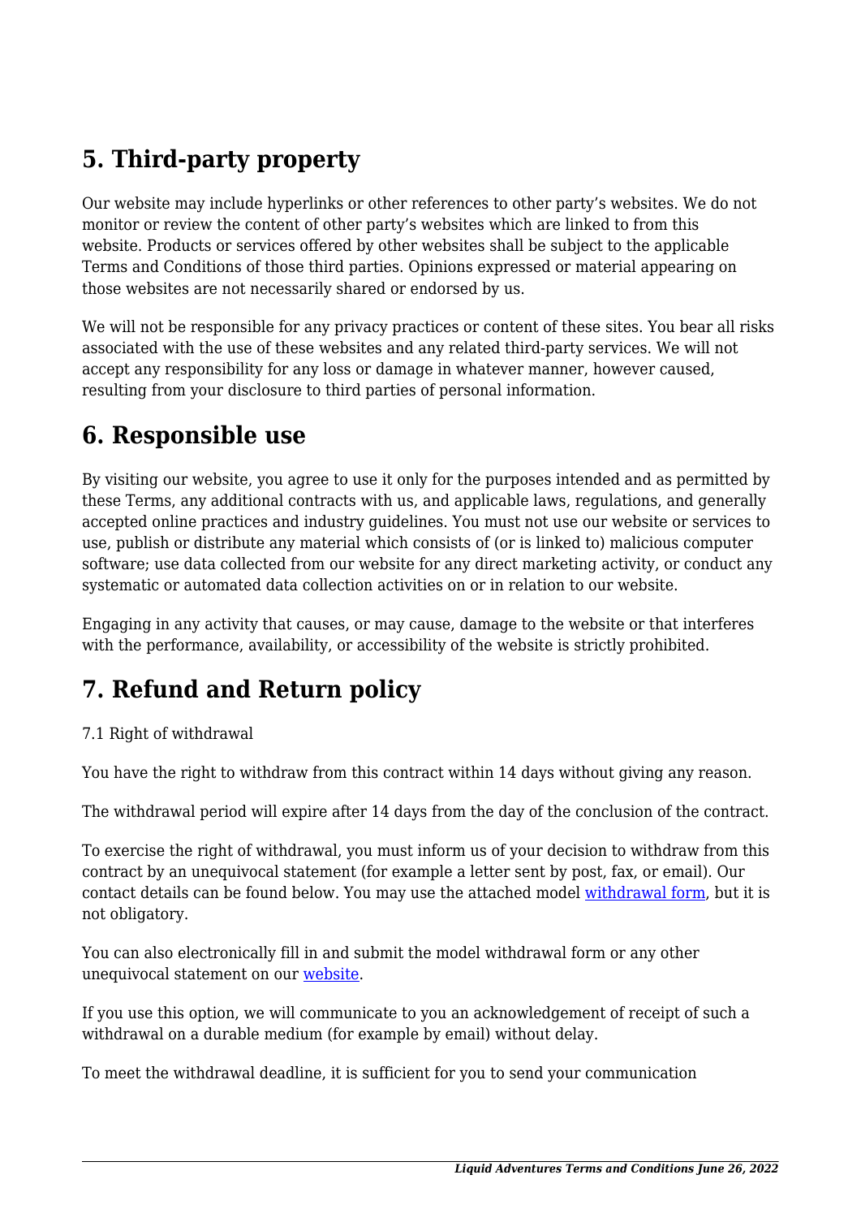## 5. Third-party property

Our website may include hyperlinks or other references to other party's websites. We do not monitor or review the content of other party's websites which are linked to from this website. Products or services offered by other websites shall be subject to the applicable Terms and Conditions of those third parties. Opinions expressed or material appearing on those websites are not necessarily shared or endorsed by us.

We will not be responsible for any privacy practices or content of these sites. You bear all risks associated with the use of these websites and any related third-party services. We will not accept any responsibility for any loss or damage in whatever manner, however caused, resulting from your disclosure to third parties of personal information.

## 6. Responsible use

By visiting our website, you agree to use it only for the purposes intended and as permitted by these Terms, any additional contracts with us, and applicable laws, regulations, and generally accepted online practices and industry guidelines. You must not use our website or services to use, publish or distribute any material which consists of (or is linked to) malicious computer software; use data collected from our website for any direct marketing activity, or conduct any systematic or automated data collection activities on or in relation to our website.

Engaging in any activity that causes, or may cause, damage to the website or that interferes with the performance, availability, or accessibility of the website is strictly prohibited.

## 7. Refund and Return policy

7.1 Right of withdrawal

You have the right to withdraw from this contract within 14 days without giving any reason.

The withdrawal period will expire after 14 days from the day of the conclusion of the contract.

To exercise the right of withdrawal, you must inform us of your decision to withdraw from this contract by an unequivocal statement (for example a letter sent by post, fax, or email). Our contact details can be found below. You may use the attached model withdrawal form, but it is not obligatory.

You can also electronically fill in and submit the model withdrawal form or any other unequivocal statement on our website.

If you use this option, we will communicate to you an acknowledgement of receipt of such a withdrawal on a durable medium (for example by email) without delay.

To meet the withdrawal deadline, it is sufficient for you to send your communication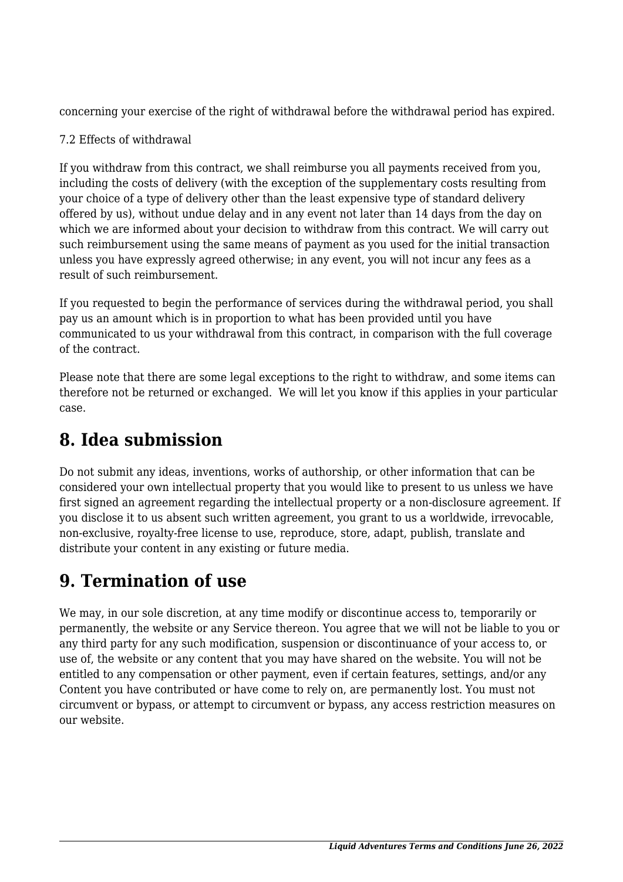concerning your exercise of the right of withdrawal before the withdrawal period has expired.

7.2 Effects of withdrawal

If you withdraw from this contract, we shall reimburse you all payments received from you, including the costs of delivery (with the exception of the supplementary costs resulting from your choice of a type of delivery other than the least expensive type of standard delivery offered by us), without undue delay and in any event not later than 14 days from the day on which we are informed about your decision to withdraw from this contract. We will carry out such reimbursement using the same means of payment as you used for the initial transaction unless you have expressly agreed otherwise; in any event, you will not incur any fees as a result of such reimbursement.

If you requested to begin the performance of services during the withdrawal period, you shall pay us an amount which is in proportion to what has been provided until you have communicated to us your withdrawal from this contract, in comparison with the full coverage of the contract.

Please note that there are some legal exceptions to the right to withdraw, and some items can therefore not be returned or exchanged. We will let you know if this applies in your particular case.

## 8. Idea submission

Do not submit any ideas, inventions, works of authorship, or other information that can be considered your own intellectual property that you would like to present to us unless we have first signed an agreement regarding the intellectual property or a non-disclosure agreement. If you disclose it to us absent such written agreement, you grant to us a worldwide, irrevocable, non-exclusive, royalty-free license to use, reproduce, store, adapt, publish, translate and distribute your content in any existing or future media.

## 9. Termination of use

We may, in our sole discretion, at any time modify or discontinue access to, temporarily or permanently, the website or any Service thereon. You agree that we will not be liable to you or any third party for any such modification, suspension or discontinuance of your access to, or use of, the website or any content that you may have shared on the website. You will not be entitled to any compensation or other payment, even if certain features, settings, and/or any Content you have contributed or have come to rely on, are permanently lost. You must not circumvent or bypass, or attempt to circumvent or bypass, any access restriction measures on our website.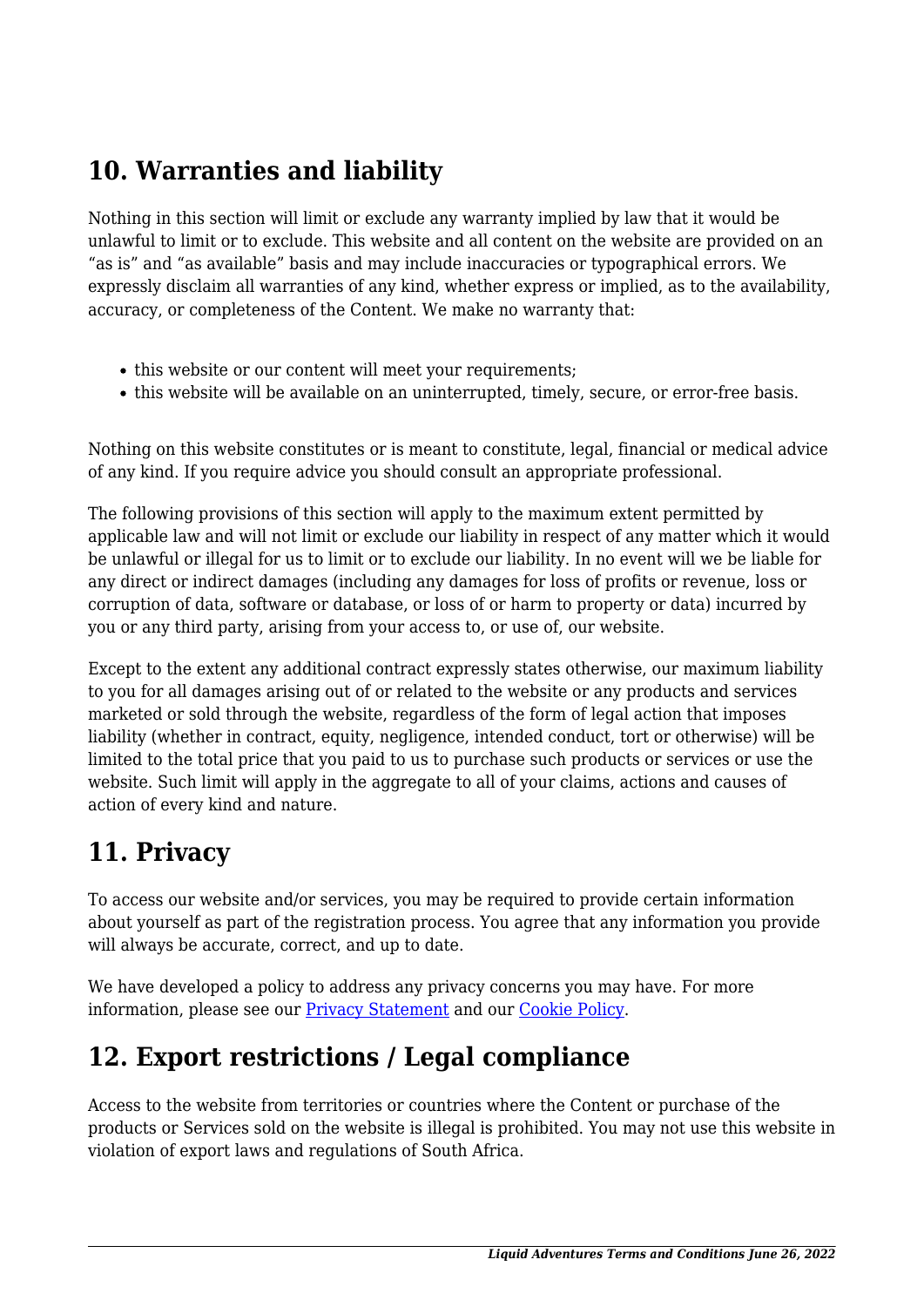## 10. Warranties and liability

Nothing in this section will limit or exclude any warranty implied by law that it would be unlawful to limit or to exclude. This website and all content on the website are provided on an "as is" and "as available" basis and may include inaccuracies or typographical errors. We expressly disclaim all warranties of any kind, whether express or implied, as to the availability, accuracy, or completeness of the Content. We make no warranty that:

- this website or our content will meet your requirements;
- this website will be available on an uninterrupted, timely, secure, or error-free basis.

Nothing on this website constitutes or is meant to constitute, legal, financial or medical advice of any kind. If you require advice you should consult an appropriate professional.

The following provisions of this section will apply to the maximum extent permitted by applicable law and will not limit or exclude our liability in respect of any matter which it would be unlawful or illegal for us to limit or to exclude our liability. In no event will we be liable for any direct or indirect damages (including any damages for loss of profits or revenue, loss or corruption of data, software or database, or loss of or harm to property or data) incurred by you or any third party, arising from your access to, or use of, our website.

Except to the extent any additional contract expressly states otherwise, our maximum liability to you for all damages arising out of or related to the website or any products and services marketed or sold through the website, regardless of the form of legal action that imposes liability (whether in contract, equity, negligence, intended conduct, tort or otherwise) will be limited to the total price that you paid to us to purchase such products or services or use the website. Such limit will apply in the aggregate to all of your claims, actions and causes of action of every kind and nature.

## 11. Privacy

To access our website and/or services, you may be required to provide certain information about yourself as part of the registration process. You agree that any information you provide will always be accurate, correct, and up to date.

We have developed a policy to address any privacy concerns you may have. For more information, please see our [Privacy Statement]() and our [Cookie Policy]().

## 12. Export restrictions / Legal compliance

Access to the website from territories or countries where the Content or purchase of the products or Services sold on the website is illegal is prohibited. You may not use this website in violation of export laws and regulations of South Africa.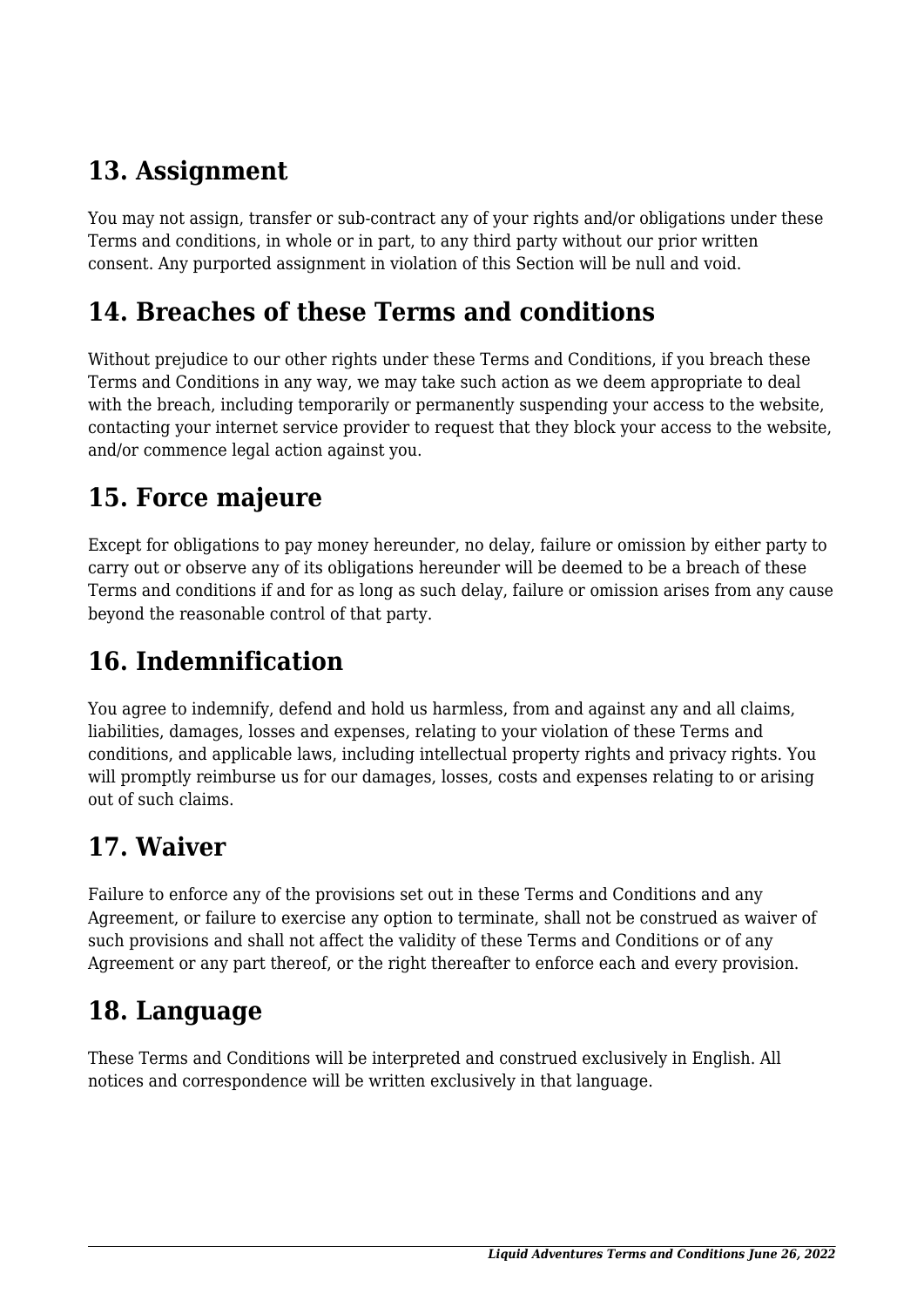## 13. Assignment

You may not assign, transfer or sub-contract any of your rights and/or obligations under these Terms and conditions, in whole or in part, to any third party without our prior written consent. Any purported assignment in violation of this Section will be null and void.

## 14. Breaches of these Terms and conditions

Without prejudice to our other rights under these Terms and Conditions, if you breach these Terms and Conditions in any way, we may take such action as we deem appropriate to deal with the breach, including temporarily or permanently suspending your access to the website, contacting your internet service provider to request that they block your access to the website, and/or commence legal action against you.

## 15. Force majeure

Except for obligations to pay money hereunder, no delay, failure or omission by either party to carry out or observe any of its obligations hereunder will be deemed to be a breach of these Terms and conditions if and for as long as such delay, failure or omission arises from any cause beyond the reasonable control of that party.

## 16. Indemnification

You agree to indemnify, defend and hold us harmless, from and against any and all claims, liabilities, damages, losses and expenses, relating to your violation of these Terms and conditions, and applicable laws, including intellectual property rights and privacy rights. You will promptly reimburse us for our damages, losses, costs and expenses relating to or arising out of such claims.

## 17. Waiver

Failure to enforce any of the provisions set out in these Terms and Conditions and any Agreement, or failure to exercise any option to terminate, shall not be construed as waiver of such provisions and shall not affect the validity of these Terms and Conditions or of any Agreement or any part thereof, or the right thereafter to enforce each and every provision.

## 18. Language

These Terms and Conditions will be interpreted and construed exclusively in English. All notices and correspondence will be written exclusively in that language.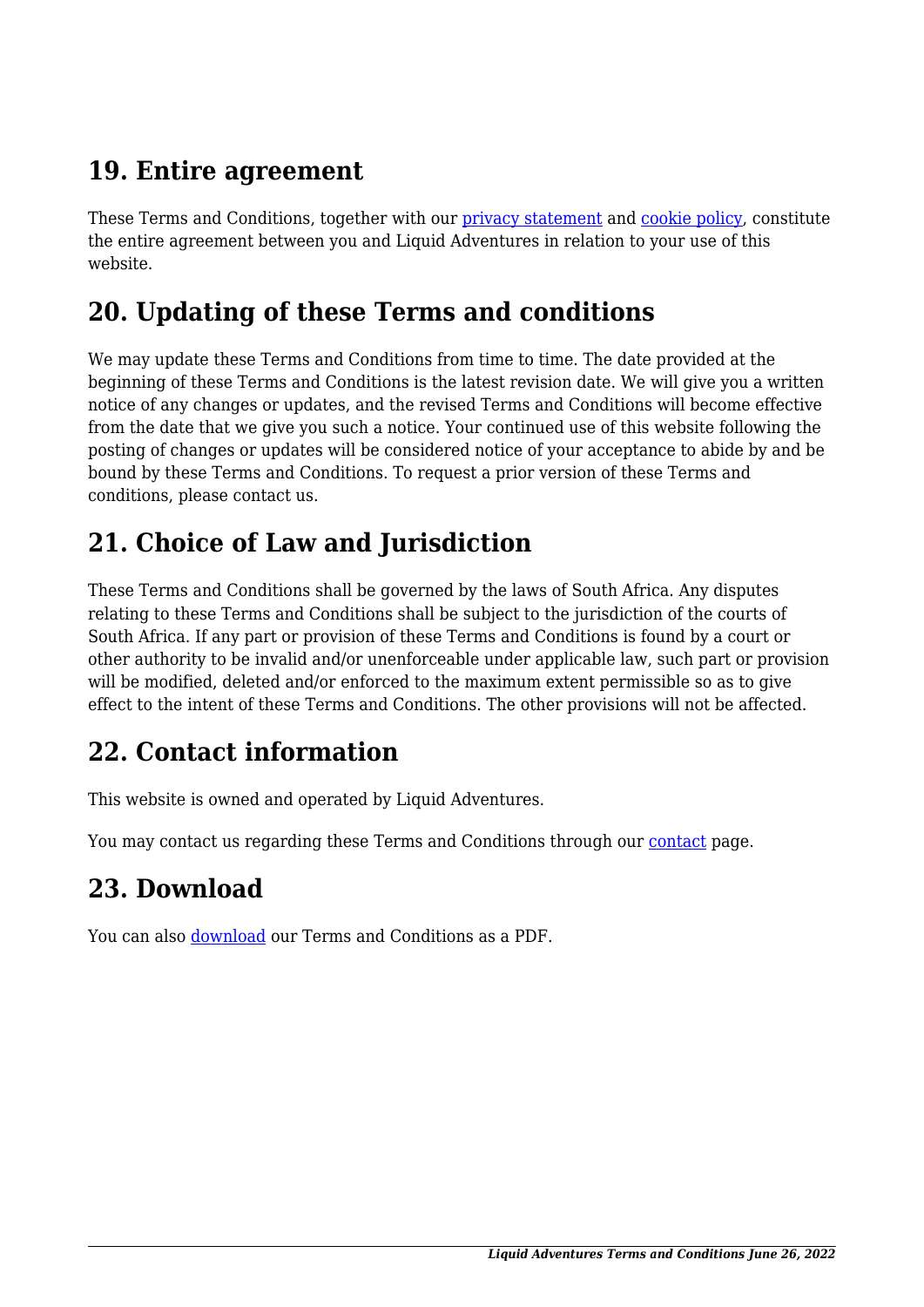## 19. Entire agreement

These Terms and Conditions, together with our privacy statement and cookie policy, constitute the entire agreement between you and Liquid Adventures in relation to your use of this website.

## 20. Updating of these Terms and conditions

We may update these Terms and Conditions from time to time. The date provided at the beginning of these Terms and Conditions is the latest revision date. We will give you a written notice of any changes or updates, and the revised Terms and Conditions will become effective from the date that we give you such a notice. Your continued use of this website following the posting of changes or updates will be considered notice of your acceptance to abide by and be bound by these Terms and Conditions. To request a prior version of these Terms and conditions, please contact us.

## 21. Choice of Law and Jurisdiction

These Terms and Conditions shall be governed by the laws of South Africa. Any disputes relating to these Terms and Conditions shall be subject to the jurisdiction of the courts of South Africa. If any part or provision of these Terms and Conditions is found by a court or other authority to be invalid and/or unenforceable under applicable law, such part or provision will be modified, deleted and/or enforced to the maximum extent permissible so as to give effect to the intent of these Terms and Conditions. The other provisions will not be affected.

## 22. Contact information

This website is owned and operated by Liquid Adventures.

You may contact us regarding these Terms and Conditions through our contact page.

## 23. Download

You can also download our Terms and Conditions as a PDF.